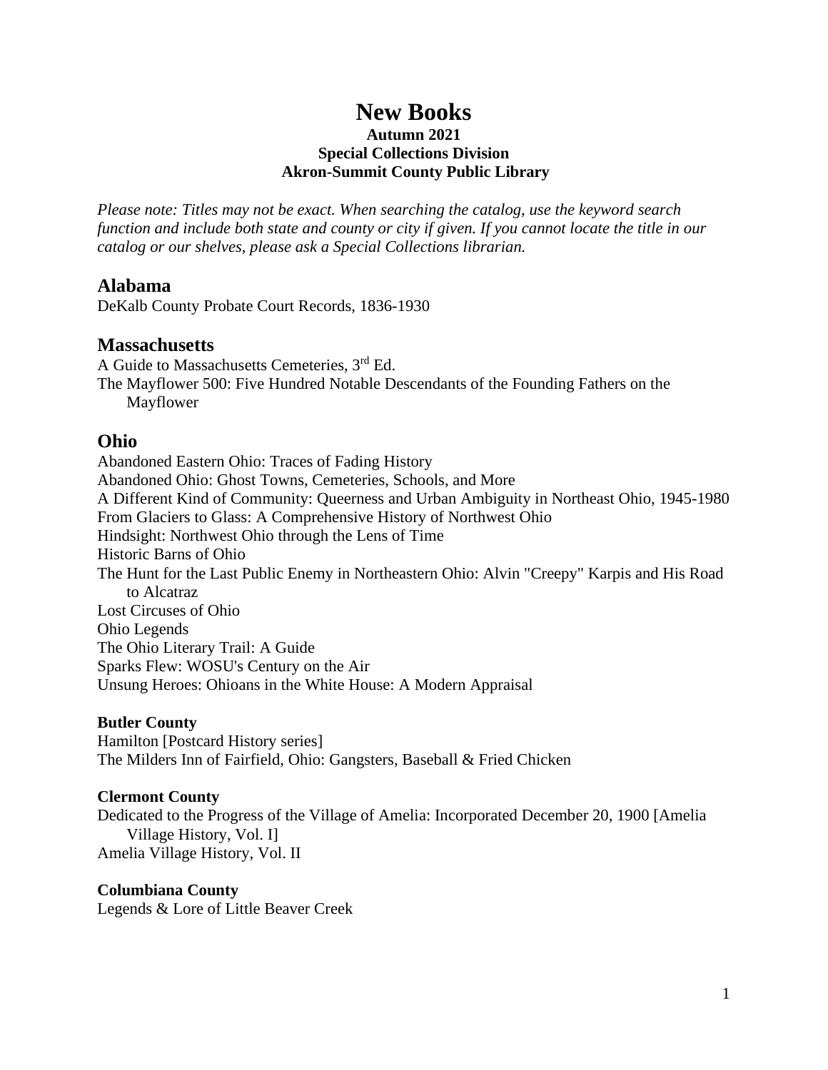# New Books

**Autumn 2021**
**Special Collections Division**
**Akron-Summit County Public Library**

*Please note: Titles may not be exact. When searching the catalog, use the keyword search function and include both state and county or city if given. If you cannot locate the title in our catalog or our shelves, please ask a Special Collections librarian.*

## Alabama

DeKalb County Probate Court Records, 1836-1930

## Massachusetts

A Guide to Massachusetts Cemeteries, 3rd Ed.
The Mayflower 500: Five Hundred Notable Descendants of the Founding Fathers on the Mayflower

## Ohio

Abandoned Eastern Ohio: Traces of Fading History
Abandoned Ohio: Ghost Towns, Cemeteries, Schools, and More
A Different Kind of Community: Queerness and Urban Ambiguity in Northeast Ohio, 1945-1980
From Glaciers to Glass: A Comprehensive History of Northwest Ohio
Hindsight: Northwest Ohio through the Lens of Time
Historic Barns of Ohio
The Hunt for the Last Public Enemy in Northeastern Ohio: Alvin "Creepy" Karpis and His Road to Alcatraz
Lost Circuses of Ohio
Ohio Legends
The Ohio Literary Trail: A Guide
Sparks Flew: WOSU's Century on the Air
Unsung Heroes: Ohioans in the White House: A Modern Appraisal

**Butler County**

Hamilton [Postcard History series]
The Milders Inn of Fairfield, Ohio: Gangsters, Baseball & Fried Chicken

**Clermont County**

Dedicated to the Progress of the Village of Amelia: Incorporated December 20, 1900 [Amelia Village History, Vol. I]
Amelia Village History, Vol. II

**Columbiana County**

Legends & Lore of Little Beaver Creek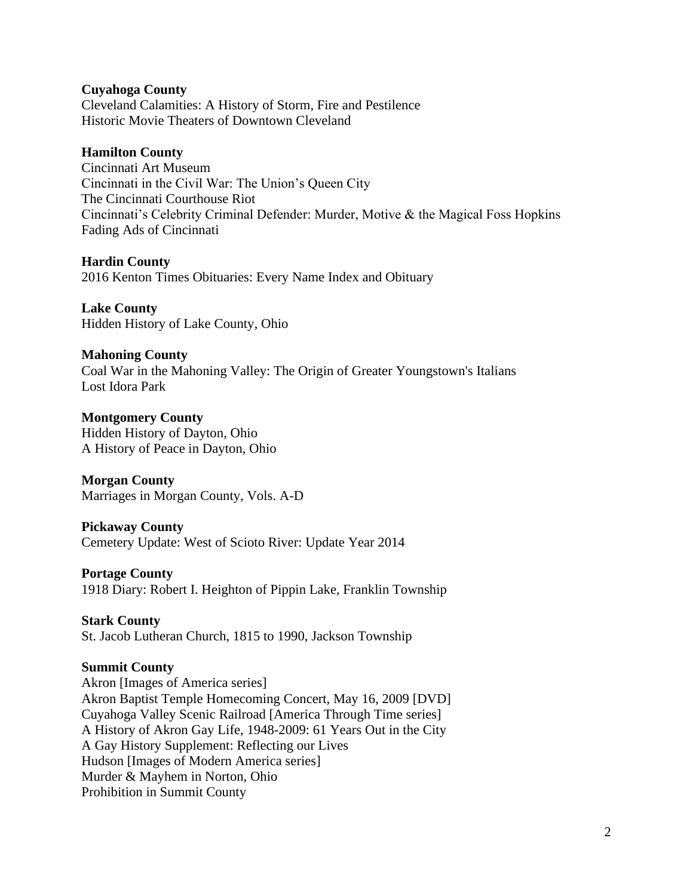**Cuyahoga County**
Cleveland Calamities: A History of Storm, Fire and Pestilence
Historic Movie Theaters of Downtown Cleveland

**Hamilton County**
Cincinnati Art Museum
Cincinnati in the Civil War: The Union's Queen City
The Cincinnati Courthouse Riot
Cincinnati's Celebrity Criminal Defender: Murder, Motive & the Magical Foss Hopkins
Fading Ads of Cincinnati

**Hardin County**
2016 Kenton Times Obituaries: Every Name Index and Obituary

**Lake County**
Hidden History of Lake County, Ohio

**Mahoning County**
Coal War in the Mahoning Valley: The Origin of Greater Youngstown's Italians
Lost Idora Park

**Montgomery County**
Hidden History of Dayton, Ohio
A History of Peace in Dayton, Ohio

**Morgan County**
Marriages in Morgan County, Vols. A-D

**Pickaway County**
Cemetery Update: West of Scioto River: Update Year 2014

**Portage County**
1918 Diary: Robert I. Heighton of Pippin Lake, Franklin Township

**Stark County**
St. Jacob Lutheran Church, 1815 to 1990, Jackson Township

**Summit County**
Akron [Images of America series]
Akron Baptist Temple Homecoming Concert, May 16, 2009 [DVD]
Cuyahoga Valley Scenic Railroad [America Through Time series]
A History of Akron Gay Life, 1948-2009: 61 Years Out in the City
A Gay History Supplement: Reflecting our Lives
Hudson [Images of Modern America series]
Murder & Mayhem in Norton, Ohio
Prohibition in Summit County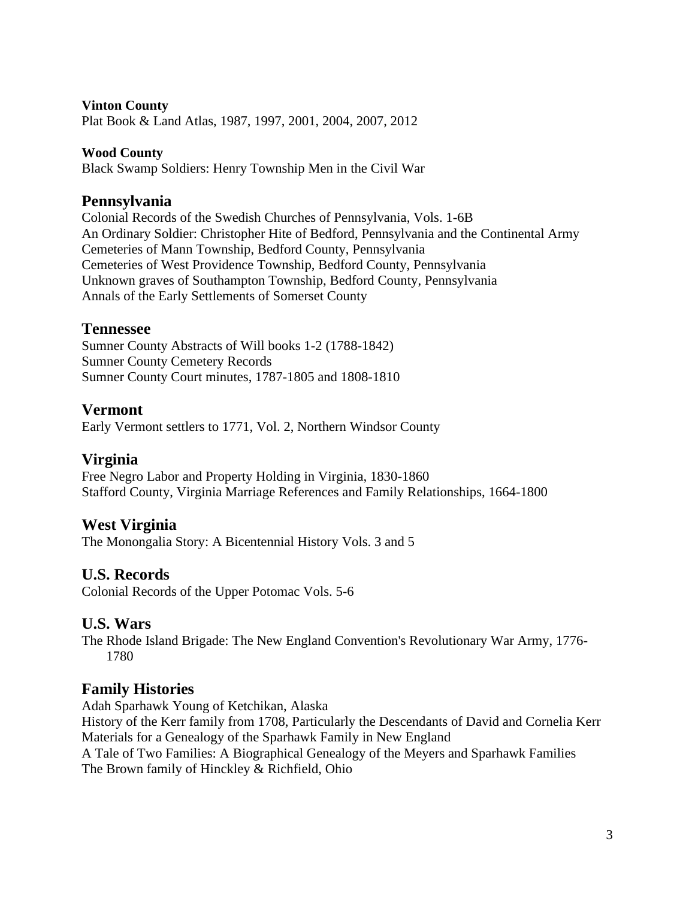**Vinton County**
Plat Book & Land Atlas, 1987, 1997, 2001, 2004, 2007, 2012

**Wood County**
Black Swamp Soldiers: Henry Township Men in the Civil War

## Pennsylvania

Colonial Records of the Swedish Churches of Pennsylvania, Vols. 1-6B
An Ordinary Soldier: Christopher Hite of Bedford, Pennsylvania and the Continental Army
Cemeteries of Mann Township, Bedford County, Pennsylvania
Cemeteries of West Providence Township, Bedford County, Pennsylvania
Unknown graves of Southampton Township, Bedford County, Pennsylvania
Annals of the Early Settlements of Somerset County

## Tennessee

Sumner County Abstracts of Will books 1-2 (1788-1842)
Sumner County Cemetery Records
Sumner County Court minutes, 1787-1805 and 1808-1810

## Vermont

Early Vermont settlers to 1771, Vol. 2, Northern Windsor County

## Virginia

Free Negro Labor and Property Holding in Virginia, 1830-1860
Stafford County, Virginia Marriage References and Family Relationships, 1664-1800

## West Virginia

The Monongalia Story: A Bicentennial History Vols. 3 and 5

## U.S. Records

Colonial Records of the Upper Potomac Vols. 5-6

## U.S. Wars

The Rhode Island Brigade: The New England Convention's Revolutionary War Army, 1776-1780

## Family Histories

Adah Sparhawk Young of Ketchikan, Alaska
History of the Kerr family from 1708, Particularly the Descendants of David and Cornelia Kerr
Materials for a Genealogy of the Sparhawk Family in New England
A Tale of Two Families: A Biographical Genealogy of the Meyers and Sparhawk Families
The Brown family of Hinckley & Richfield, Ohio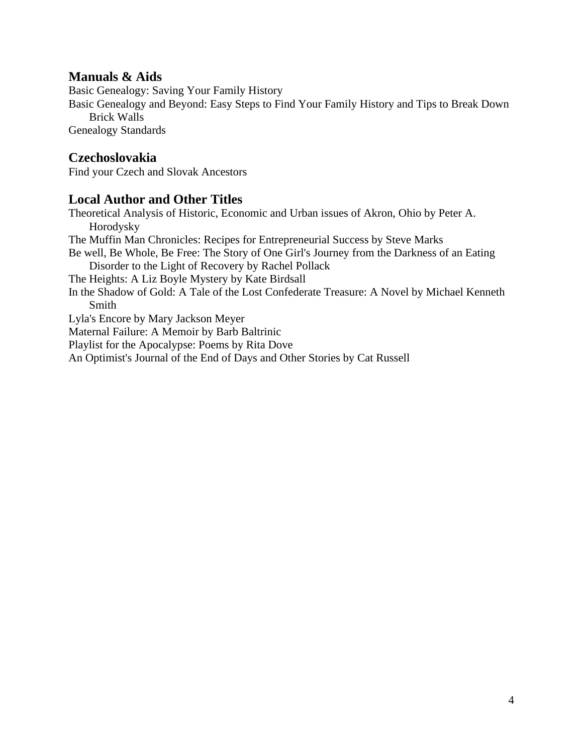## Manuals & Aids

Basic Genealogy: Saving Your Family History

Basic Genealogy and Beyond: Easy Steps to Find Your Family History and Tips to Break Down Brick Walls

Genealogy Standards

## Czechoslovakia

Find your Czech and Slovak Ancestors

## Local Author and Other Titles

Theoretical Analysis of Historic, Economic and Urban issues of Akron, Ohio by Peter A. Horodysky

The Muffin Man Chronicles: Recipes for Entrepreneurial Success by Steve Marks

Be well, Be Whole, Be Free: The Story of One Girl's Journey from the Darkness of an Eating Disorder to the Light of Recovery by Rachel Pollack

The Heights: A Liz Boyle Mystery by Kate Birdsall

In the Shadow of Gold: A Tale of the Lost Confederate Treasure: A Novel by Michael Kenneth Smith

Lyla's Encore by Mary Jackson Meyer

Maternal Failure: A Memoir by Barb Baltrinic

Playlist for the Apocalypse: Poems by Rita Dove

An Optimist's Journal of the End of Days and Other Stories by Cat Russell